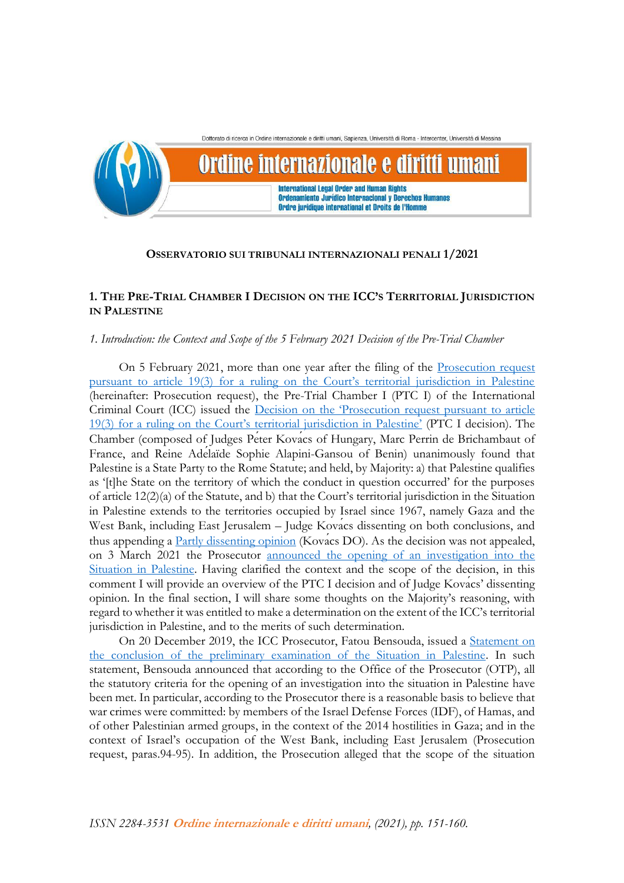**OSSERVATORIO SUI TRIBUNALI INTERNAZIONALI PENALI 1/2021**

## 1. THE PRE-TRIAL CHAMBER I DECISION ON THE ICC'S TERRITORIAL JURISDICTION IN PALESTINE

### *1. Introduction: the Context and Scope of the 5 February 2021 Decision of the Pre-Trial Chamber*

On 5 February 2021, more than one year after the filing of the Prosecution request pursuant to article 19(3) for a ruling on the Court's territorial jurisdiction in Palestine (hereinafter: Prosecution request), the Pre-Trial Chamber I (PTC I) of the International Criminal Court (ICC) issued the Decision on the 'Prosecution request pursuant to article 19(3) for a ruling on the Court's territorial jurisdiction in Palestine' (PTC I decision). The Chamber (composed of Judges Péter Kovács of Hungary, Marc Perrin de Brichambaut of France, and Reine Adélaïde Sophie Alapini-Gansou of Benin) unanimously found that Palestine is a State Party to the Rome Statute; and held, by Majority: a) that Palestine qualifies as '[t]he State on the territory of which the conduct in question occurred' for the purposes of article 12(2)(a) of the Statute, and b) that the Court's territorial jurisdiction in the Situation in Palestine extends to the territories occupied by Israel since 1967, namely Gaza and the West Bank, including East Jerusalem – Judge Kovács dissenting on both conclusions, and thus appending a Partly dissenting opinion (Kovács DO). As the decision was not appealed, on 3 March 2021 the Prosecutor announced the opening of an investigation into the Situation in Palestine. Having clarified the context and the scope of the decision, in this comment I will provide an overview of the PTC I decision and of Judge Kovács' dissenting opinion. In the final section, I will share some thoughts on the Majority's reasoning, with regard to whether it was entitled to make a determination on the extent of the ICC's territorial jurisdiction in Palestine, and to the merits of such determination.

On 20 December 2019, the ICC Prosecutor, Fatou Bensouda, issued a Statement on the conclusion of the preliminary examination of the Situation in Palestine. In such statement, Bensouda announced that according to the Office of the Prosecutor (OTP), all the statutory criteria for the opening of an investigation into the situation in Palestine have been met. In particular, according to the Prosecutor there is a reasonable basis to believe that war crimes were committed: by members of the Israel Defense Forces (IDF), of Hamas, and of other Palestinian armed groups, in the context of the 2014 hostilities in Gaza; and in the context of Israel's occupation of the West Bank, including East Jerusalem (Prosecution request, paras.94-95). In addition, the Prosecution alleged that the scope of the situation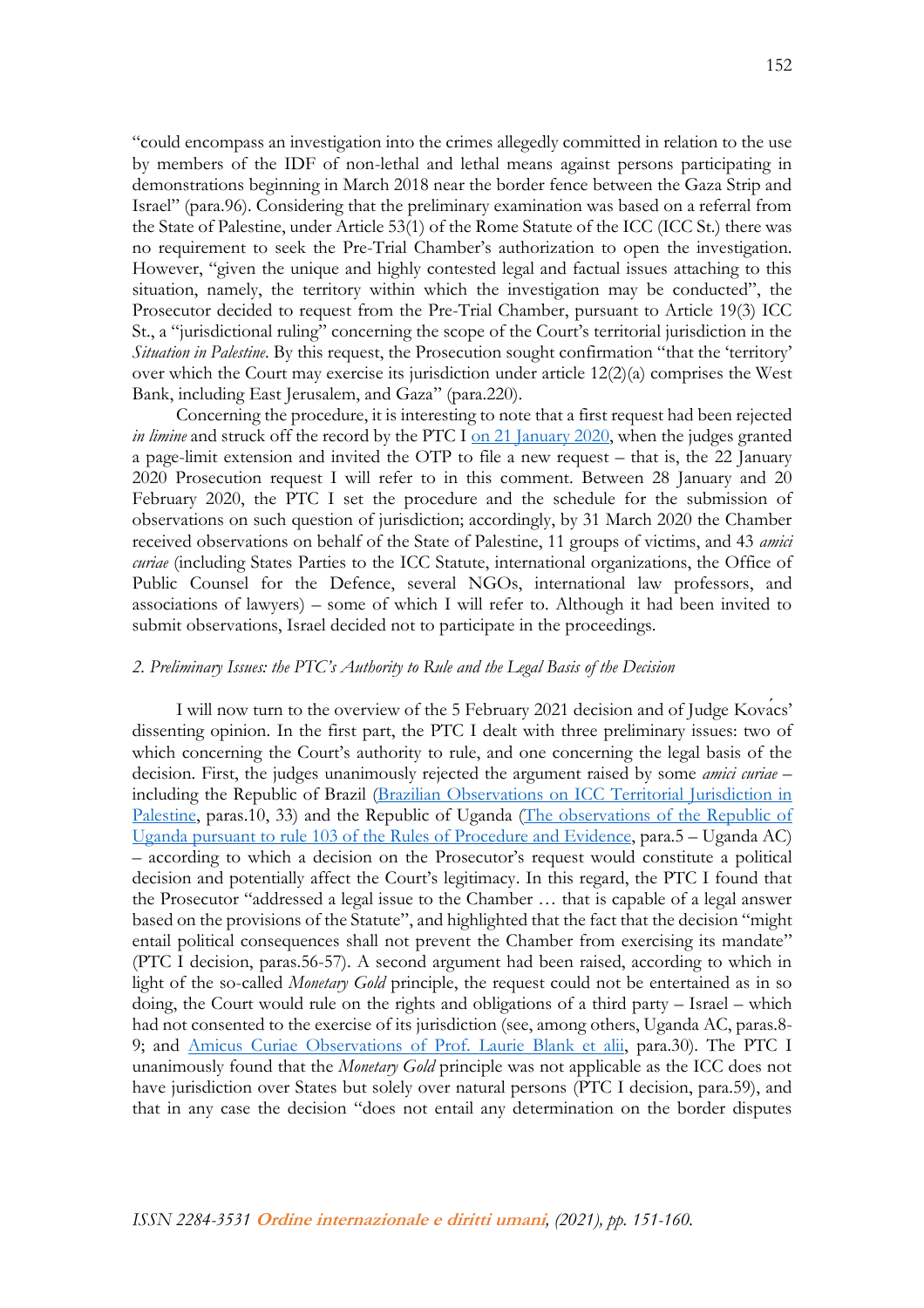"could encompass an investigation into the crimes allegedly committed in relation to the use by members of the IDF of non-lethal and lethal means against persons participating in demonstrations beginning in March 2018 near the border fence between the Gaza Strip and Israel" (para.96). Considering that the preliminary examination was based on a referral from the State of Palestine, under Article 53(1) of the Rome Statute of the ICC (ICC St.) there was no requirement to seek the Pre-Trial Chamber's authorization to open the investigation. However, "given the unique and highly contested legal and factual issues attaching to this situation, namely, the territory within which the investigation may be conducted", the Prosecutor decided to request from the Pre-Trial Chamber, pursuant to Article 19(3) ICC St., a "jurisdictional ruling" concerning the scope of the Court's territorial jurisdiction in the *Situation in Palestine*. By this request, the Prosecution sought confirmation "that the 'territory' over which the Court may exercise its jurisdiction under article 12(2)(a) comprises the West Bank, including East Jerusalem, and Gaza" (para.220).

Concerning the procedure, it is interesting to note that a first request had been rejected *in limine* and struck off the record by the PTC I on 21 January 2020, when the judges granted a page-limit extension and invited the OTP to file a new request – that is, the 22 January 2020 Prosecution request I will refer to in this comment. Between 28 January and 20 February 2020, the PTC I set the procedure and the schedule for the submission of observations on such question of jurisdiction; accordingly, by 31 March 2020 the Chamber received observations on behalf of the State of Palestine, 11 groups of victims, and 43 *amici curiae* (including States Parties to the ICC Statute, international organizations, the Office of Public Counsel for the Defence, several NGOs, international law professors, and associations of lawyers) – some of which I will refer to. Although it had been invited to submit observations, Israel decided not to participate in the proceedings.

### *2. Preliminary Issues: the PTC's Authority to Rule and the Legal Basis of the Decision*

I will now turn to the overview of the 5 February 2021 decision and of Judge Kovács' dissenting opinion. In the first part, the PTC I dealt with three preliminary issues: two of which concerning the Court's authority to rule, and one concerning the legal basis of the decision. First, the judges unanimously rejected the argument raised by some *amici curiae* – including the Republic of Brazil (Brazilian Observations on ICC Territorial Jurisdiction in Palestine, paras.10, 33) and the Republic of Uganda (The observations of the Republic of Uganda pursuant to rule 103 of the Rules of Procedure and Evidence, para.5 – Uganda AC) – according to which a decision on the Prosecutor's request would constitute a political decision and potentially affect the Court's legitimacy. In this regard, the PTC I found that the Prosecutor "addressed a legal issue to the Chamber … that is capable of a legal answer based on the provisions of the Statute", and highlighted that the fact that the decision "might entail political consequences shall not prevent the Chamber from exercising its mandate" (PTC I decision, paras.56-57). A second argument had been raised, according to which in light of the so-called *Monetary Gold* principle, the request could not be entertained as in so doing, the Court would rule on the rights and obligations of a third party – Israel – which had not consented to the exercise of its jurisdiction (see, among others, Uganda AC, paras.8-9; and Amicus Curiae Observations of Prof. Laurie Blank et alii, para.30). The PTC I unanimously found that the *Monetary Gold* principle was not applicable as the ICC does not have jurisdiction over States but solely over natural persons (PTC I decision, para.59), and that in any case the decision "does not entail any determination on the border disputes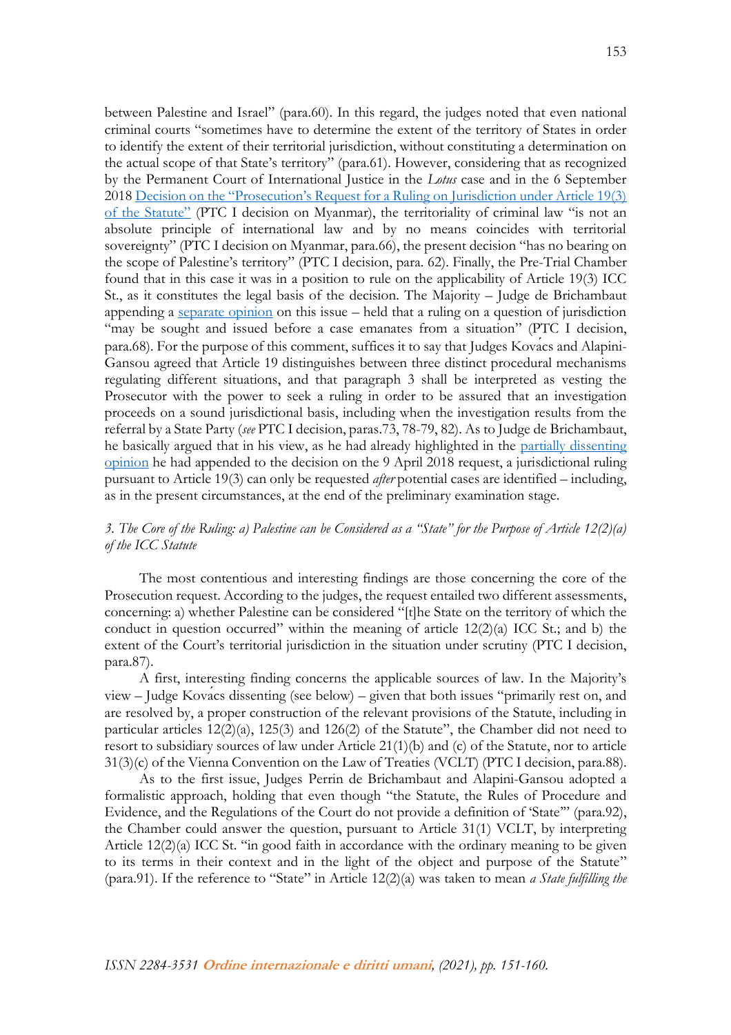between Palestine and Israel" (para.60). In this regard, the judges noted that even national criminal courts "sometimes have to determine the extent of the territory of States in order to identify the extent of their territorial jurisdiction, without constituting a determination on the actual scope of that State's territory" (para.61). However, considering that as recognized by the Permanent Court of International Justice in the *Lotus* case and in the 6 September 2018 Decision on the "Prosecution's Request for a Ruling on Jurisdiction under Article 19(3) of the Statute" (PTC I decision on Myanmar), the territoriality of criminal law "is not an absolute principle of international law and by no means coincides with territorial sovereignty" (PTC I decision on Myanmar, para.66), the present decision "has no bearing on the scope of Palestine's territory" (PTC I decision, para. 62). Finally, the Pre-Trial Chamber found that in this case it was in a position to rule on the applicability of Article 19(3) ICC St., as it constitutes the legal basis of the decision. The Majority – Judge de Brichambaut appending a separate opinion on this issue – held that a ruling on a question of jurisdiction "may be sought and issued before a case emanates from a situation" (PTC I decision, para.68). For the purpose of this comment, suffices it to say that Judges Kovács and Alapini-Gansou agreed that Article 19 distinguishes between three distinct procedural mechanisms regulating different situations, and that paragraph 3 shall be interpreted as vesting the Prosecutor with the power to seek a ruling in order to be assured that an investigation proceeds on a sound jurisdictional basis, including when the investigation results from the referral by a State Party (*see* PTC I decision, paras.73, 78-79, 82). As to Judge de Brichambaut, he basically argued that in his view, as he had already highlighted in the partially dissenting opinion he had appended to the decision on the 9 April 2018 request, a jurisdictional ruling pursuant to Article 19(3) can only be requested *after* potential cases are identified – including, as in the present circumstances, at the end of the preliminary examination stage.

### *3. The Core of the Ruling: a) Palestine can be Considered as a "State" for the Purpose of Article 12(2)(a) of the ICC Statute*

The most contentious and interesting findings are those concerning the core of the Prosecution request. According to the judges, the request entailed two different assessments, concerning: a) whether Palestine can be considered "[t]he State on the territory of which the conduct in question occurred" within the meaning of article 12(2)(a) ICC St.; and b) the extent of the Court's territorial jurisdiction in the situation under scrutiny (PTC I decision, para.87).

A first, interesting finding concerns the applicable sources of law. In the Majority's view – Judge Kovács dissenting (see below) – given that both issues "primarily rest on, and are resolved by, a proper construction of the relevant provisions of the Statute, including in particular articles 12(2)(a), 125(3) and 126(2) of the Statute", the Chamber did not need to resort to subsidiary sources of law under Article 21(1)(b) and (c) of the Statute, nor to article 31(3)(c) of the Vienna Convention on the Law of Treaties (VCLT) (PTC I decision, para.88).

As to the first issue, Judges Perrin de Brichambaut and Alapini-Gansou adopted a formalistic approach, holding that even though "the Statute, the Rules of Procedure and Evidence, and the Regulations of the Court do not provide a definition of 'State'" (para.92), the Chamber could answer the question, pursuant to Article 31(1) VCLT, by interpreting Article 12(2)(a) ICC St. "in good faith in accordance with the ordinary meaning to be given to its terms in their context and in the light of the object and purpose of the Statute" (para.91). If the reference to "State" in Article 12(2)(a) was taken to mean *a State fulfilling the*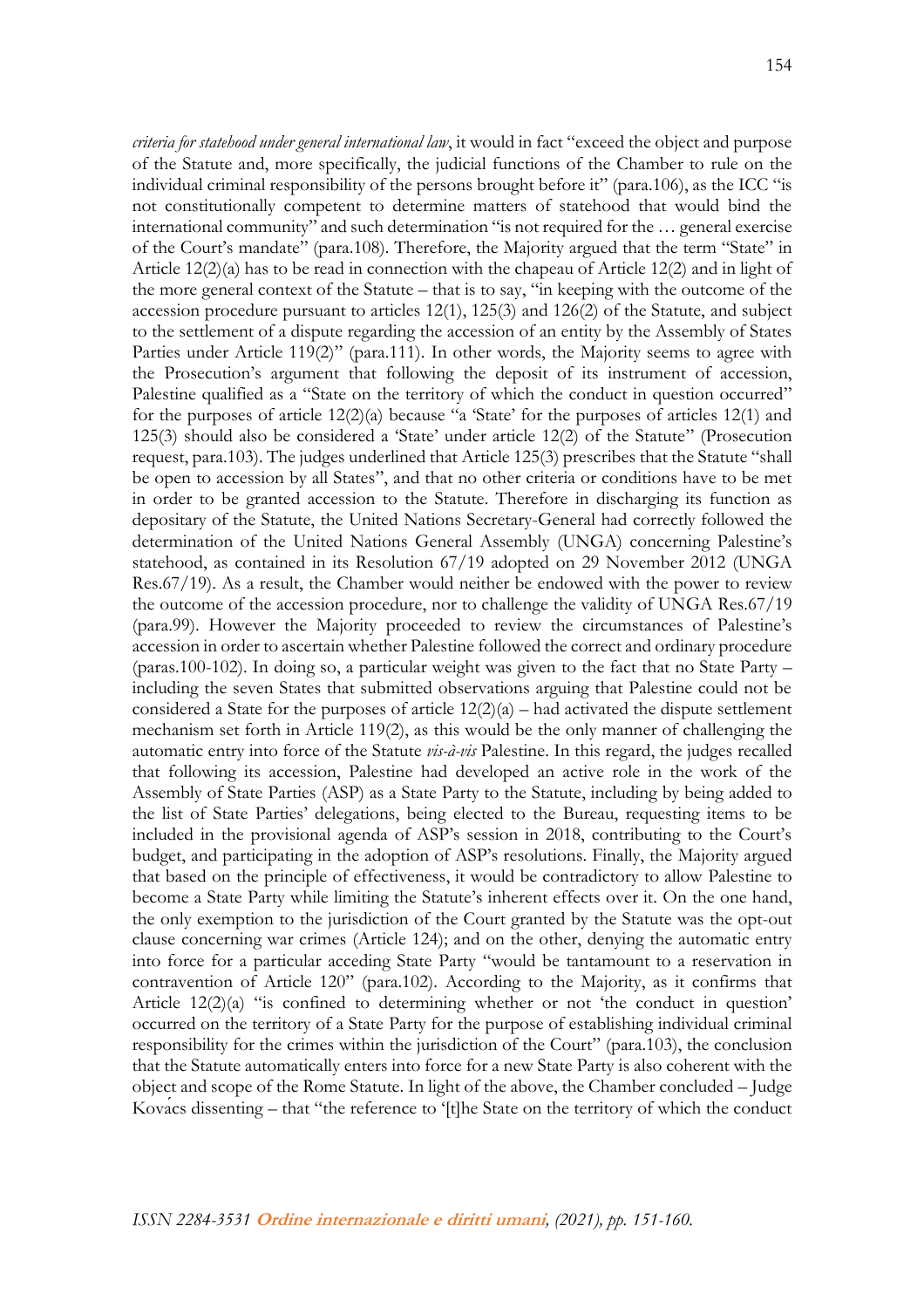*criteria for statehood under general international law*, it would in fact "exceed the object and purpose of the Statute and, more specifically, the judicial functions of the Chamber to rule on the individual criminal responsibility of the persons brought before it" (para.106), as the ICC "is not constitutionally competent to determine matters of statehood that would bind the international community" and such determination "is not required for the … general exercise of the Court's mandate" (para.108). Therefore, the Majority argued that the term "State" in Article 12(2)(a) has to be read in connection with the chapeau of Article 12(2) and in light of the more general context of the Statute – that is to say, "in keeping with the outcome of the accession procedure pursuant to articles 12(1), 125(3) and 126(2) of the Statute, and subject to the settlement of a dispute regarding the accession of an entity by the Assembly of States Parties under Article 119(2)" (para.111). In other words, the Majority seems to agree with the Prosecution's argument that following the deposit of its instrument of accession, Palestine qualified as a "State on the territory of which the conduct in question occurred" for the purposes of article 12(2)(a) because "a 'State' for the purposes of articles 12(1) and 125(3) should also be considered a 'State' under article 12(2) of the Statute" (Prosecution request, para.103). The judges underlined that Article 125(3) prescribes that the Statute "shall be open to accession by all States", and that no other criteria or conditions have to be met in order to be granted accession to the Statute. Therefore in discharging its function as depositary of the Statute, the United Nations Secretary-General had correctly followed the determination of the United Nations General Assembly (UNGA) concerning Palestine's statehood, as contained in its Resolution 67/19 adopted on 29 November 2012 (UNGA Res.67/19). As a result, the Chamber would neither be endowed with the power to review the outcome of the accession procedure, nor to challenge the validity of UNGA Res.67/19 (para.99). However the Majority proceeded to review the circumstances of Palestine's accession in order to ascertain whether Palestine followed the correct and ordinary procedure (paras.100-102). In doing so, a particular weight was given to the fact that no State Party – including the seven States that submitted observations arguing that Palestine could not be considered a State for the purposes of article 12(2)(a) – had activated the dispute settlement mechanism set forth in Article 119(2), as this would be the only manner of challenging the automatic entry into force of the Statute *vis-à-vis* Palestine. In this regard, the judges recalled that following its accession, Palestine had developed an active role in the work of the Assembly of State Parties (ASP) as a State Party to the Statute, including by being added to the list of State Parties' delegations, being elected to the Bureau, requesting items to be included in the provisional agenda of ASP's session in 2018, contributing to the Court's budget, and participating in the adoption of ASP's resolutions. Finally, the Majority argued that based on the principle of effectiveness, it would be contradictory to allow Palestine to become a State Party while limiting the Statute's inherent effects over it. On the one hand, the only exemption to the jurisdiction of the Court granted by the Statute was the opt-out clause concerning war crimes (Article 124); and on the other, denying the automatic entry into force for a particular acceding State Party "would be tantamount to a reservation in contravention of Article 120" (para.102). According to the Majority, as it confirms that Article 12(2)(a) "is confined to determining whether or not 'the conduct in question' occurred on the territory of a State Party for the purpose of establishing individual criminal responsibility for the crimes within the jurisdiction of the Court" (para.103), the conclusion that the Statute automatically enters into force for a new State Party is also coherent with the object and scope of the Rome Statute. In light of the above, the Chamber concluded – Judge Kovács dissenting – that "the reference to '[t]he State on the territory of which the conduct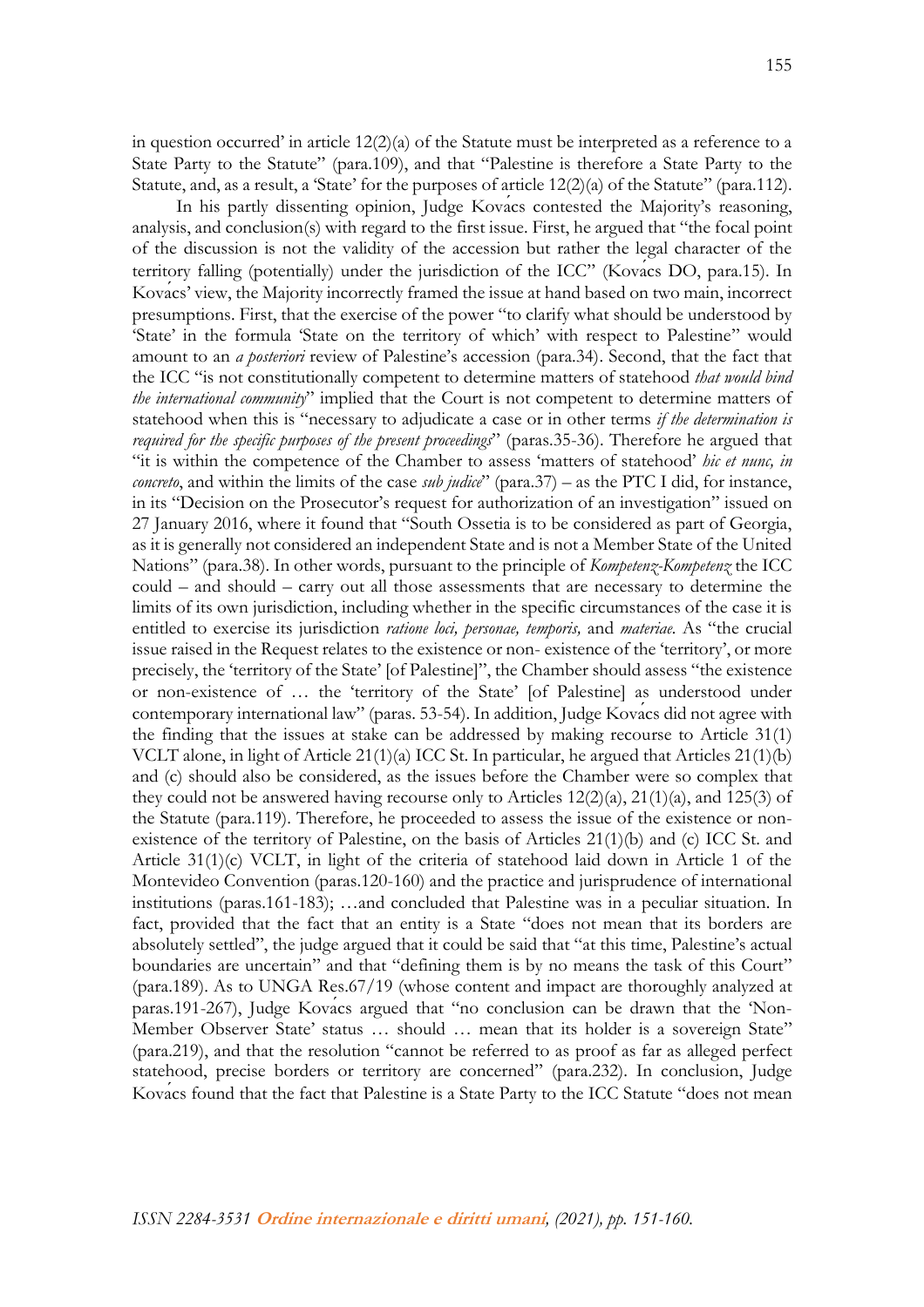in question occurred' in article 12(2)(a) of the Statute must be interpreted as a reference to a State Party to the Statute" (para.109), and that "Palestine is therefore a State Party to the Statute, and, as a result, a 'State' for the purposes of article 12(2)(a) of the Statute" (para.112).

In his partly dissenting opinion, Judge Kovács contested the Majority's reasoning, analysis, and conclusion(s) with regard to the first issue. First, he argued that "the focal point of the discussion is not the validity of the accession but rather the legal character of the territory falling (potentially) under the jurisdiction of the ICC" (Kovács DO, para.15). In Kovács' view, the Majority incorrectly framed the issue at hand based on two main, incorrect presumptions. First, that the exercise of the power "to clarify what should be understood by 'State' in the formula 'State on the territory of which' with respect to Palestine" would amount to an *a posteriori* review of Palestine's accession (para.34). Second, that the fact that the ICC "is not constitutionally competent to determine matters of statehood *that would bind the international community*" implied that the Court is not competent to determine matters of statehood when this is "necessary to adjudicate a case or in other terms *if the determination is required for the specific purposes of the present proceedings*" (paras.35-36). Therefore he argued that "it is within the competence of the Chamber to assess 'matters of statehood' *hic et nunc, in concreto*, and within the limits of the case *sub judice*" (para.37) – as the PTC I did, for instance, in its "Decision on the Prosecutor's request for authorization of an investigation" issued on 27 January 2016, where it found that "South Ossetia is to be considered as part of Georgia, as it is generally not considered an independent State and is not a Member State of the United Nations" (para.38). In other words, pursuant to the principle of *Kompetenz-Kompetenz* the ICC could – and should – carry out all those assessments that are necessary to determine the limits of its own jurisdiction, including whether in the specific circumstances of the case it is entitled to exercise its jurisdiction *ratione loci, personae, temporis,* and *materiae*. As "the crucial issue raised in the Request relates to the existence or non- existence of the 'territory', or more precisely, the 'territory of the State' [of Palestine]", the Chamber should assess "the existence or non-existence of … the 'territory of the State' [of Palestine] as understood under contemporary international law" (paras. 53-54). In addition, Judge Kovács did not agree with the finding that the issues at stake can be addressed by making recourse to Article 31(1) VCLT alone, in light of Article 21(1)(a) ICC St. In particular, he argued that Articles 21(1)(b) and (c) should also be considered, as the issues before the Chamber were so complex that they could not be answered having recourse only to Articles 12(2)(a), 21(1)(a), and 125(3) of the Statute (para.119). Therefore, he proceeded to assess the issue of the existence or non-existence of the territory of Palestine, on the basis of Articles 21(1)(b) and (c) ICC St. and Article 31(1)(c) VCLT, in light of the criteria of statehood laid down in Article 1 of the Montevideo Convention (paras.120-160) and the practice and jurisprudence of international institutions (paras.161-183); …and concluded that Palestine was in a peculiar situation. In fact, provided that the fact that an entity is a State "does not mean that its borders are absolutely settled", the judge argued that it could be said that "at this time, Palestine's actual boundaries are uncertain" and that "defining them is by no means the task of this Court" (para.189). As to UNGA Res.67/19 (whose content and impact are thoroughly analyzed at paras.191-267), Judge Kovács argued that "no conclusion can be drawn that the 'Non-Member Observer State' status … should … mean that its holder is a sovereign State" (para.219), and that the resolution "cannot be referred to as proof as far as alleged perfect statehood, precise borders or territory are concerned" (para.232). In conclusion, Judge Kovács found that the fact that Palestine is a State Party to the ICC Statute "does not mean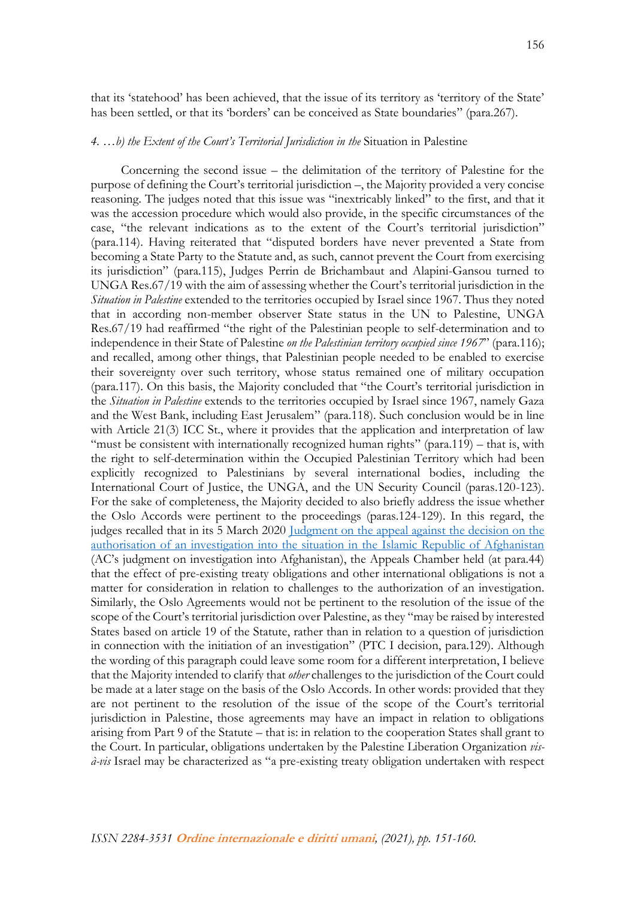that its 'statehood' has been achieved, that the issue of its territory as 'territory of the State' has been settled, or that its 'borders' can be conceived as State boundaries" (para.267).

#### *4. …b) the Extent of the Court's Territorial Jurisdiction in the* Situation in Palestine

Concerning the second issue – the delimitation of the territory of Palestine for the purpose of defining the Court's territorial jurisdiction –, the Majority provided a very concise reasoning. The judges noted that this issue was "inextricably linked" to the first, and that it was the accession procedure which would also provide, in the specific circumstances of the case, "the relevant indications as to the extent of the Court's territorial jurisdiction" (para.114). Having reiterated that "disputed borders have never prevented a State from becoming a State Party to the Statute and, as such, cannot prevent the Court from exercising its jurisdiction" (para.115), Judges Perrin de Brichambaut and Alapini-Gansou turned to UNGA Res.67/19 with the aim of assessing whether the Court's territorial jurisdiction in the *Situation in Palestine* extended to the territories occupied by Israel since 1967. Thus they noted that in according non-member observer State status in the UN to Palestine, UNGA Res.67/19 had reaffirmed "the right of the Palestinian people to self-determination and to independence in their State of Palestine *on the Palestinian territory occupied since 1967*" (para.116); and recalled, among other things, that Palestinian people needed to be enabled to exercise their sovereignty over such territory, whose status remained one of military occupation (para.117). On this basis, the Majority concluded that "the Court's territorial jurisdiction in the *Situation in Palestine* extends to the territories occupied by Israel since 1967, namely Gaza and the West Bank, including East Jerusalem" (para.118). Such conclusion would be in line with Article 21(3) ICC St., where it provides that the application and interpretation of law "must be consistent with internationally recognized human rights" (para.119) – that is, with the right to self-determination within the Occupied Palestinian Territory which had been explicitly recognized to Palestinians by several international bodies, including the International Court of Justice, the UNGA, and the UN Security Council (paras.120-123). For the sake of completeness, the Majority decided to also briefly address the issue whether the Oslo Accords were pertinent to the proceedings (paras.124-129). In this regard, the judges recalled that in its 5 March 2020 Judgment on the appeal against the decision on the authorisation of an investigation into the situation in the Islamic Republic of Afghanistan (AC's judgment on investigation into Afghanistan), the Appeals Chamber held (at para.44) that the effect of pre-existing treaty obligations and other international obligations is not a matter for consideration in relation to challenges to the authorization of an investigation. Similarly, the Oslo Agreements would not be pertinent to the resolution of the issue of the scope of the Court's territorial jurisdiction over Palestine, as they "may be raised by interested States based on article 19 of the Statute, rather than in relation to a question of jurisdiction in connection with the initiation of an investigation" (PTC I decision, para.129). Although the wording of this paragraph could leave some room for a different interpretation, I believe that the Majority intended to clarify that *other* challenges to the jurisdiction of the Court could be made at a later stage on the basis of the Oslo Accords. In other words: provided that they are not pertinent to the resolution of the issue of the scope of the Court's territorial jurisdiction in Palestine, those agreements may have an impact in relation to obligations arising from Part 9 of the Statute – that is: in relation to the cooperation States shall grant to the Court. In particular, obligations undertaken by the Palestine Liberation Organization *vis-à-vis* Israel may be characterized as "a pre-existing treaty obligation undertaken with respect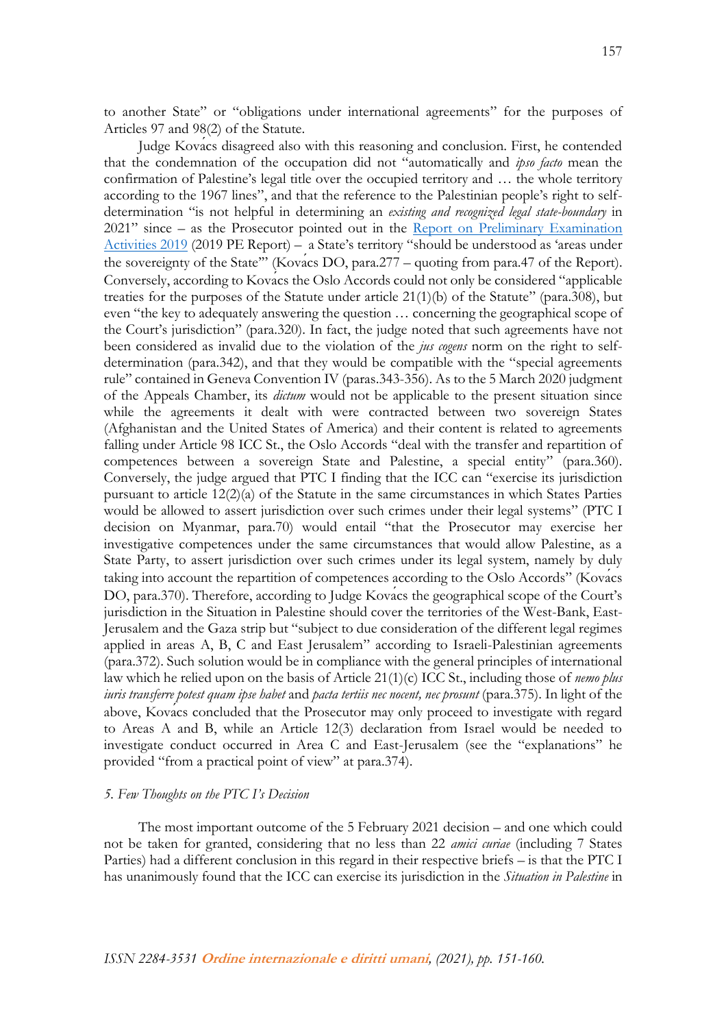to another State" or "obligations under international agreements" for the purposes of Articles 97 and 98(2) of the Statute.

Judge Kovács disagreed also with this reasoning and conclusion. First, he contended that the condemnation of the occupation did not "automatically and *ipso facto* mean the confirmation of Palestine's legal title over the occupied territory and … the whole territory according to the 1967 lines", and that the reference to the Palestinian people's right to self-determination "is not helpful in determining an *existing and recognized legal state-boundary* in 2021" since – as the Prosecutor pointed out in the Report on Preliminary Examination Activities 2019 (2019 PE Report) – a State's territory "should be understood as 'areas under the sovereignty of the State'" (Kovács DO, para.277 – quoting from para.47 of the Report). Conversely, according to Kovács the Oslo Accords could not only be considered "applicable treaties for the purposes of the Statute under article 21(1)(b) of the Statute" (para.308), but even "the key to adequately answering the question … concerning the geographical scope of the Court's jurisdiction" (para.320). In fact, the judge noted that such agreements have not been considered as invalid due to the violation of the *jus cogens* norm on the right to self-determination (para.342), and that they would be compatible with the "special agreements rule" contained in Geneva Convention IV (paras.343-356). As to the 5 March 2020 judgment of the Appeals Chamber, its *dictum* would not be applicable to the present situation since while the agreements it dealt with were contracted between two sovereign States (Afghanistan and the United States of America) and their content is related to agreements falling under Article 98 ICC St., the Oslo Accords "deal with the transfer and repartition of competences between a sovereign State and Palestine, a special entity" (para.360). Conversely, the judge argued that PTC I finding that the ICC can "exercise its jurisdiction pursuant to article 12(2)(a) of the Statute in the same circumstances in which States Parties would be allowed to assert jurisdiction over such crimes under their legal systems" (PTC I decision on Myanmar, para.70) would entail "that the Prosecutor may exercise her investigative competences under the same circumstances that would allow Palestine, as a State Party, to assert jurisdiction over such crimes under its legal system, namely by duly taking into account the repartition of competences according to the Oslo Accords" (Kovács DO, para.370). Therefore, according to Judge Kovács the geographical scope of the Court's jurisdiction in the Situation in Palestine should cover the territories of the West-Bank, East-Jerusalem and the Gaza strip but "subject to due consideration of the different legal regimes applied in areas A, B, C and East Jerusalem" according to Israeli-Palestinian agreements (para.372). Such solution would be in compliance with the general principles of international law which he relied upon on the basis of Article 21(1)(c) ICC St., including those of *nemo plus iuris transferre potest quam ipse habet* and *pacta tertiis nec nocent, nec prosunt* (para.375). In light of the above, Kovács concluded that the Prosecutor may only proceed to investigate with regard to Areas A and B, while an Article 12(3) declaration from Israel would be needed to investigate conduct occurred in Area C and East-Jerusalem (see the "explanations" he provided "from a practical point of view" at para.374).

### *5. Few Thoughts on the PTC I's Decision*

The most important outcome of the 5 February 2021 decision – and one which could not be taken for granted, considering that no less than 22 *amici curiae* (including 7 States Parties) had a different conclusion in this regard in their respective briefs – is that the PTC I has unanimously found that the ICC can exercise its jurisdiction in the *Situation in Palestine* in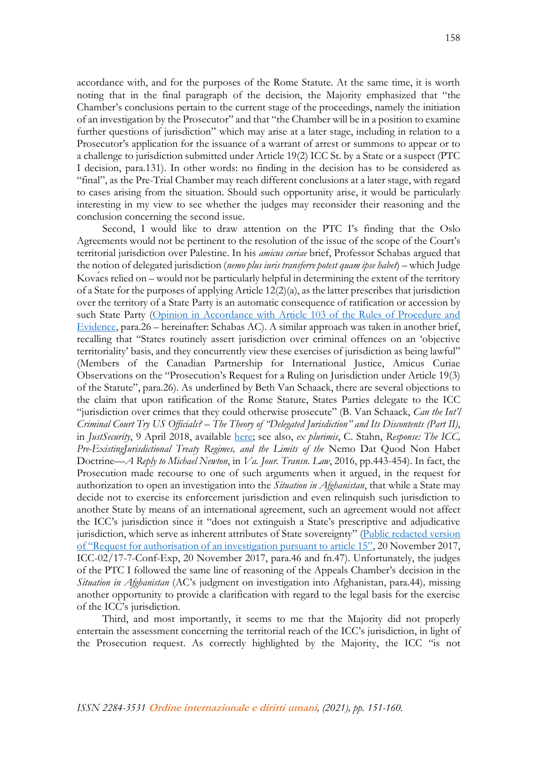accordance with, and for the purposes of the Rome Statute. At the same time, it is worth noting that in the final paragraph of the decision, the Majority emphasized that "the Chamber's conclusions pertain to the current stage of the proceedings, namely the initiation of an investigation by the Prosecutor" and that "the Chamber will be in a position to examine further questions of jurisdiction" which may arise at a later stage, including in relation to a Prosecutor's application for the issuance of a warrant of arrest or summons to appear or to a challenge to jurisdiction submitted under Article 19(2) ICC St. by a State or a suspect (PTC I decision, para.131). In other words: no finding in the decision has to be considered as "final", as the Pre-Trial Chamber may reach different conclusions at a later stage, with regard to cases arising from the situation. Should such opportunity arise, it would be particularly interesting in my view to see whether the judges may reconsider their reasoning and the conclusion concerning the second issue.

Second, I would like to draw attention on the PTC I's finding that the Oslo Agreements would not be pertinent to the resolution of the issue of the scope of the Court's territorial jurisdiction over Palestine. In his *amicus curiae* brief, Professor Schabas argued that the notion of delegated jurisdiction (*nemo plus iuris transferre potest quam ipse habet*) – which Judge Kovács relied on – would not be particularly helpful in determining the extent of the territory of a State for the purposes of applying Article 12(2)(a), as the latter prescribes that jurisdiction over the territory of a State Party is an automatic consequence of ratification or accession by such State Party (Opinion in Accordance with Article 103 of the Rules of Procedure and Evidence, para.26 – hereinafter: Schabas AC). A similar approach was taken in another brief, recalling that "States routinely assert jurisdiction over criminal offences on an 'objective territoriality' basis, and they concurrently view these exercises of jurisdiction as being lawful" (Members of the Canadian Partnership for International Justice, Amicus Curiae Observations on the "Prosecution's Request for a Ruling on Jurisdiction under Article 19(3) of the Statute", para.26). As underlined by Beth Van Schaack, there are several objections to the claim that upon ratification of the Rome Statute, States Parties delegate to the ICC "jurisdiction over crimes that they could otherwise prosecute" (B. Van Schaack, *Can the Int'l Criminal Court Try US Officials? – The Theory of "Delegated Jurisdiction" and Its Discontents (Part II)*, in *JustSecurity*, 9 April 2018, available here; see also, *ex plurimis*, C. Stahn, *Response: The ICC, Pre-ExistingJurisdictional Treaty Regimes, and the Limits of the* Nemo Dat Quod Non Habet Doctrine—*A Reply to Michael Newton*, in *Va. Jour. Transn. Law*, 2016, pp.443-454). In fact, the Prosecution made recourse to one of such arguments when it argued, in the request for authorization to open an investigation into the *Situation in Afghanistan*, that while a State may decide not to exercise its enforcement jurisdiction and even relinquish such jurisdiction to another State by means of an international agreement, such an agreement would not affect the ICC's jurisdiction since it "does not extinguish a State's prescriptive and adjudicative jurisdiction, which serve as inherent attributes of State sovereignty" (Public redacted version of "Request for authorisation of an investigation pursuant to article 15", 20 November 2017, ICC-02/17-7-Conf-Exp, 20 November 2017, para.46 and fn.47). Unfortunately, the judges of the PTC I followed the same line of reasoning of the Appeals Chamber's decision in the *Situation in Afghanistan* (AC's judgment on investigation into Afghanistan, para.44), missing another opportunity to provide a clarification with regard to the legal basis for the exercise of the ICC's jurisdiction.

Third, and most importantly, it seems to me that the Majority did not properly entertain the assessment concerning the territorial reach of the ICC's jurisdiction, in light of the Prosecution request. As correctly highlighted by the Majority, the ICC "is not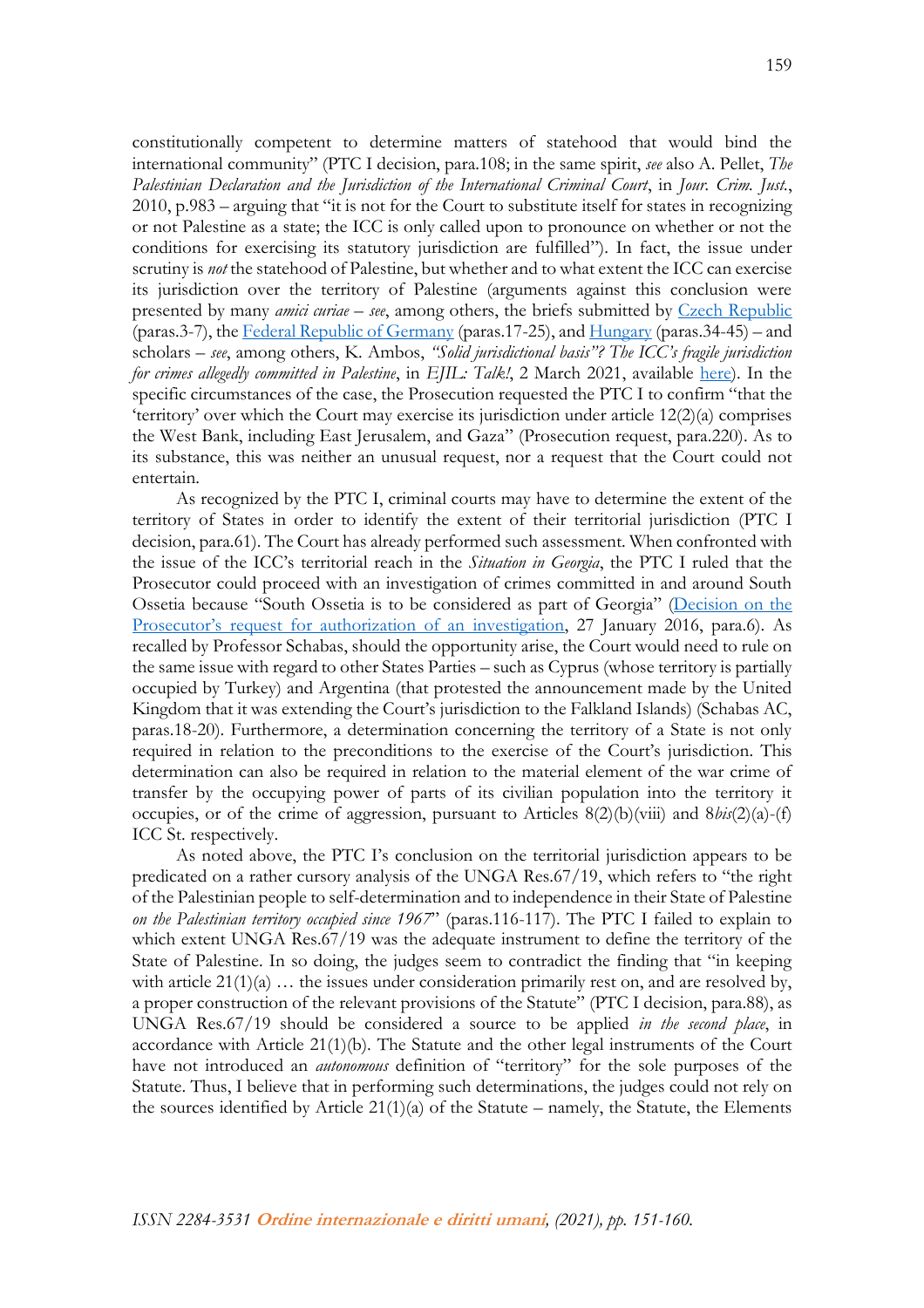constitutionally competent to determine matters of statehood that would bind the international community" (PTC I decision, para.108; in the same spirit, *see* also A. Pellet, *The Palestinian Declaration and the Jurisdiction of the International Criminal Court*, in *Jour. Crim. Just.*, 2010, p.983 – arguing that "it is not for the Court to substitute itself for states in recognizing or not Palestine as a state; the ICC is only called upon to pronounce on whether or not the conditions for exercising its statutory jurisdiction are fulfilled"). In fact, the issue under scrutiny is *not* the statehood of Palestine, but whether and to what extent the ICC can exercise its jurisdiction over the territory of Palestine (arguments against this conclusion were presented by many *amici curiae* – *see*, among others, the briefs submitted by Czech Republic (paras.3-7), the Federal Republic of Germany (paras.17-25), and Hungary (paras.34-45) – and scholars – *see*, among others, K. Ambos, *"Solid jurisdictional basis"? The ICC's fragile jurisdiction for crimes allegedly committed in Palestine*, in *EJIL: Talk!*, 2 March 2021, available here). In the specific circumstances of the case, the Prosecution requested the PTC I to confirm "that the 'territory' over which the Court may exercise its jurisdiction under article 12(2)(a) comprises the West Bank, including East Jerusalem, and Gaza" (Prosecution request, para.220). As to its substance, this was neither an unusual request, nor a request that the Court could not entertain.

As recognized by the PTC I, criminal courts may have to determine the extent of the territory of States in order to identify the extent of their territorial jurisdiction (PTC I decision, para.61). The Court has already performed such assessment. When confronted with the issue of the ICC's territorial reach in the *Situation in Georgia*, the PTC I ruled that the Prosecutor could proceed with an investigation of crimes committed in and around South Ossetia because "South Ossetia is to be considered as part of Georgia" (Decision on the Prosecutor's request for authorization of an investigation, 27 January 2016, para.6). As recalled by Professor Schabas, should the opportunity arise, the Court would need to rule on the same issue with regard to other States Parties – such as Cyprus (whose territory is partially occupied by Turkey) and Argentina (that protested the announcement made by the United Kingdom that it was extending the Court's jurisdiction to the Falkland Islands) (Schabas AC, paras.18-20). Furthermore, a determination concerning the territory of a State is not only required in relation to the preconditions to the exercise of the Court's jurisdiction. This determination can also be required in relation to the material element of the war crime of transfer by the occupying power of parts of its civilian population into the territory it occupies, or of the crime of aggression, pursuant to Articles 8(2)(b)(viii) and 8*bis*(2)(a)-(f) ICC St. respectively.

As noted above, the PTC I's conclusion on the territorial jurisdiction appears to be predicated on a rather cursory analysis of the UNGA Res.67/19, which refers to "the right of the Palestinian people to self-determination and to independence in their State of Palestine *on the Palestinian territory occupied since 1967*" (paras.116-117). The PTC I failed to explain to which extent UNGA Res.67/19 was the adequate instrument to define the territory of the State of Palestine. In so doing, the judges seem to contradict the finding that "in keeping with article 21(1)(a) … the issues under consideration primarily rest on, and are resolved by, a proper construction of the relevant provisions of the Statute" (PTC I decision, para.88), as UNGA Res.67/19 should be considered a source to be applied *in the second place*, in accordance with Article 21(1)(b). The Statute and the other legal instruments of the Court have not introduced an *autonomous* definition of "territory" for the sole purposes of the Statute. Thus, I believe that in performing such determinations, the judges could not rely on the sources identified by Article 21(1)(a) of the Statute – namely, the Statute, the Elements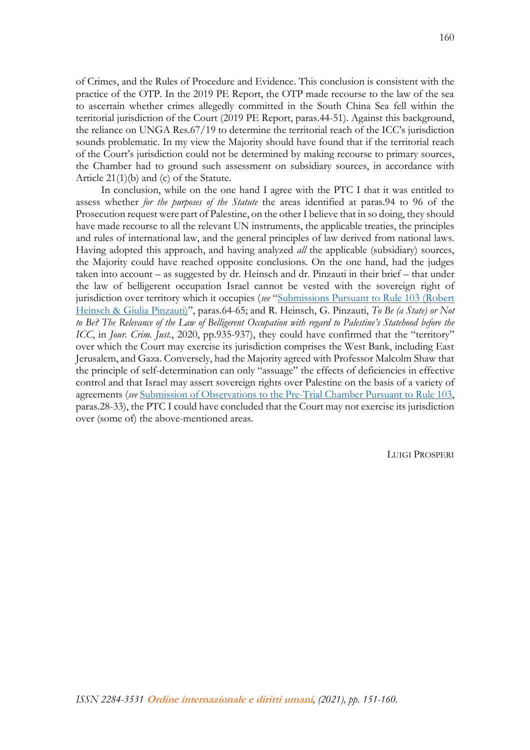of Crimes, and the Rules of Procedure and Evidence. This conclusion is consistent with the practice of the OTP. In the 2019 PE Report, the OTP made recourse to the law of the sea to ascertain whether crimes allegedly committed in the South China Sea fell within the territorial jurisdiction of the Court (2019 PE Report, paras.44-51). Against this background, the reliance on UNGA Res.67/19 to determine the territorial reach of the ICC's jurisdiction sounds problematic. In my view the Majority should have found that if the territorial reach of the Court's jurisdiction could not be determined by making recourse to primary sources, the Chamber had to ground such assessment on subsidiary sources, in accordance with Article 21(1)(b) and (c) of the Statute.

In conclusion, while on the one hand I agree with the PTC I that it was entitled to assess whether *for the purposes of the Statute* the areas identified at paras.94 to 96 of the Prosecution request were part of Palestine, on the other I believe that in so doing, they should have made recourse to all the relevant UN instruments, the applicable treaties, the principles and rules of international law, and the general principles of law derived from national laws. Having adopted this approach, and having analyzed *all* the applicable (subsidiary) sources, the Majority could have reached opposite conclusions. On the one hand, had the judges taken into account – as suggested by dr. Heinsch and dr. Pinzauti in their brief – that under the law of belligerent occupation Israel cannot be vested with the sovereign right of jurisdiction over territory which it occupies (*see* "Submissions Pursuant to Rule 103 (Robert Heinsch & Giulia Pinzauti)", paras.64-65; and R. Heinsch, G. Pinzauti, *To Be (a State) or Not to Be? The Relevance of the Law of Belligerent Occupation with regard to Palestine's Statehood before the ICC*, in *Jour. Crim. Just.*, 2020, pp.935-937), they could have confirmed that the "territory" over which the Court may exercise its jurisdiction comprises the West Bank, including East Jerusalem, and Gaza. Conversely, had the Majority agreed with Professor Malcolm Shaw that the principle of self-determination can only "assuage" the effects of deficiencies in effective control and that Israel may assert sovereign rights over Palestine on the basis of a variety of agreements (*see* Submission of Observations to the Pre-Trial Chamber Pursuant to Rule 103, paras.28-33), the PTC I could have concluded that the Court may not exercise its jurisdiction over (some of) the above-mentioned areas.

LUIGI PROSPERI